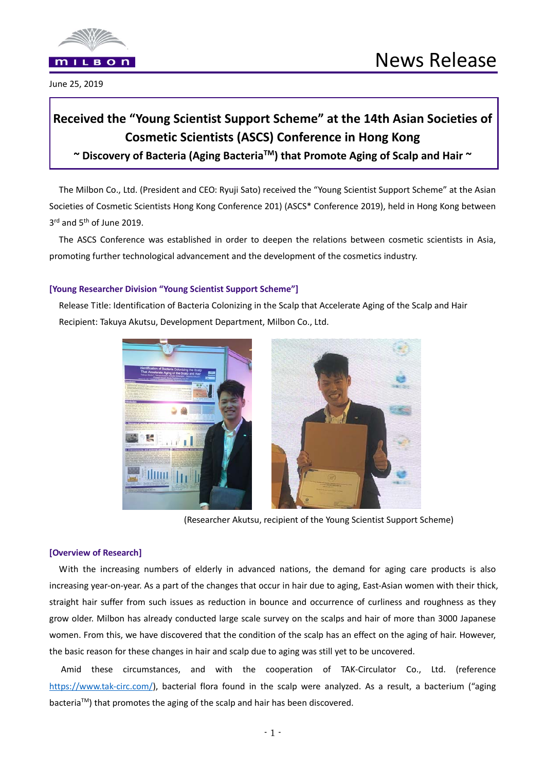June 25, 2019

# Received the "Young Scientist Support Scheme" at the 14th Asian Societies of Cosmetic Scientists (ASCS) Conference in Hong Kong

### ~ Discovery of Bacteria (Aging Bacteria™) that Promote Aging of Scalp and Hair ~

The Milbon Co., Ltd. (President and CEO: Ryuji Sato) received the "Young Scientist Support Scheme" at the Asian Societies of Cosmetic Scientists Hong Kong Conference 201) (ASCS* Conference 2019), held in Hong Kong between 3rd and 5th of June 2019.

The ASCS Conference was established in order to deepen the relations between cosmetic scientists in Asia, promoting further technological advancement and the development of the cosmetics industry.

**[Young Researcher Division "Young Scientist Support Scheme"]**

Release Title: Identification of Bacteria Colonizing in the Scalp that Accelerate Aging of the Scalp and Hair

Recipient: Takuya Akutsu, Development Department, Milbon Co., Ltd.

(Researcher Akutsu, recipient of the Young Scientist Support Scheme)

**[Overview of Research]**

With the increasing numbers of elderly in advanced nations, the demand for aging care products is also increasing year-on-year. As a part of the changes that occur in hair due to aging, East-Asian women with their thick, straight hair suffer from such issues as reduction in bounce and occurrence of curliness and roughness as they grow older. Milbon has already conducted large scale survey on the scalps and hair of more than 3000 Japanese women. From this, we have discovered that the condition of the scalp has an effect on the aging of hair. However, the basic reason for these changes in hair and scalp due to aging was still yet to be uncovered.

Amid these circumstances, and with the cooperation of TAK-Circulator Co., Ltd. (reference https://www.tak-circ.com/), bacterial flora found in the scalp were analyzed. As a result, a bacterium ("aging bacteria™) that promotes the aging of the scalp and hair has been discovered.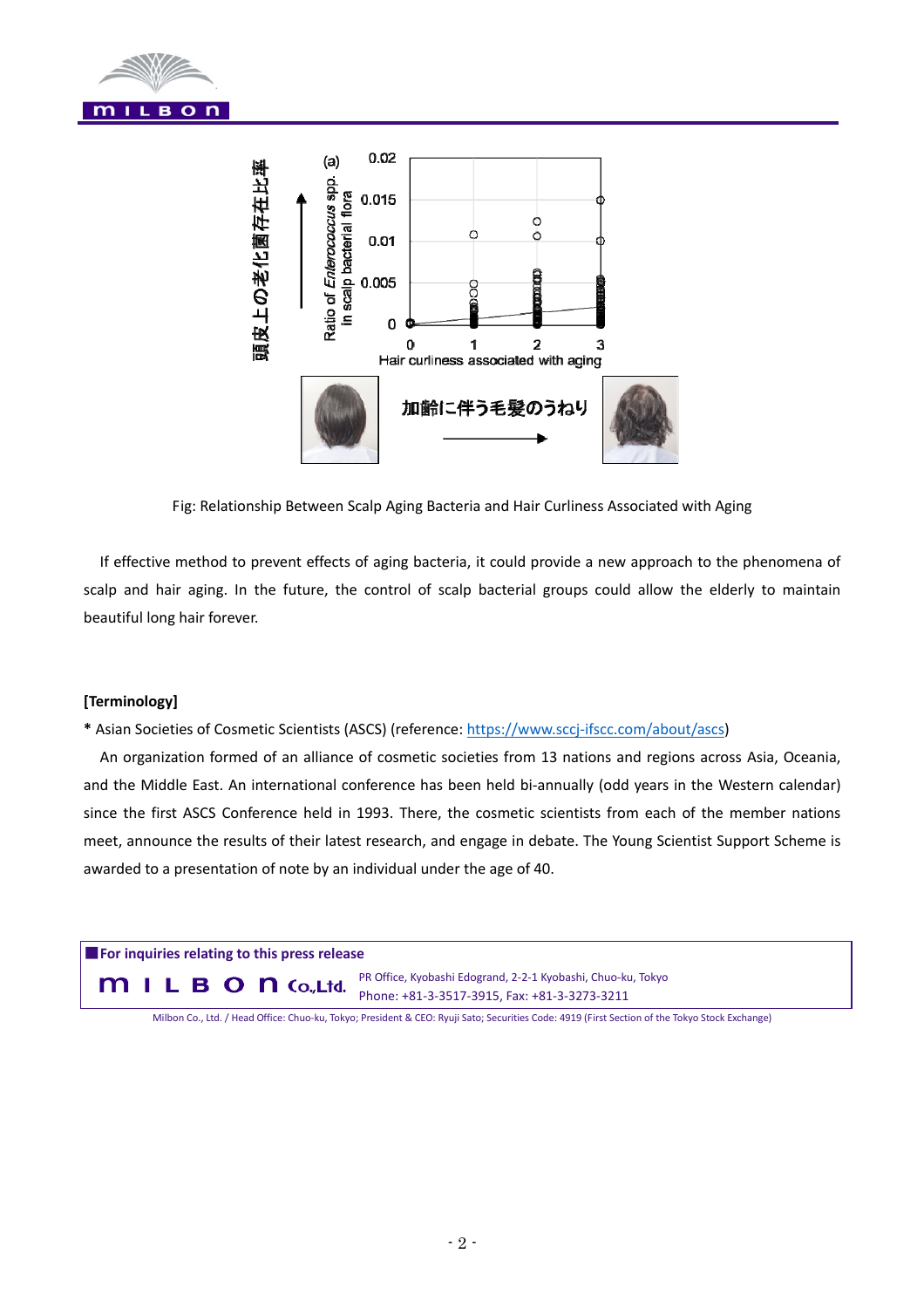(a)

頭皮上の老化菌存在比率

Ratio of *Enterococcus* spp. in scalp bacterial flora

0.02

0.015

0.01

0.005

0

0 1 2 3

Hair curliness associated with aging

加齢に伴う毛髪のうねり

Fig: Relationship Between Scalp Aging Bacteria and Hair Curliness Associated with Aging

If effective method to prevent effects of aging bacteria, it could provide a new approach to the phenomena of scalp and hair aging. In the future, the control of scalp bacterial groups could allow the elderly to maintain beautiful long hair forever.

**[Terminology]**

* Asian Societies of Cosmetic Scientists (ASCS) (reference: https://www.sccj-ifscc.com/about/ascs)

An organization formed of an alliance of cosmetic societies from 13 nations and regions across Asia, Oceania, and the Middle East. An international conference has been held bi-annually (odd years in the Western calendar) since the first ASCS Conference held in 1993. There, the cosmetic scientists from each of the member nations meet, announce the results of their latest research, and engage in debate. The Young Scientist Support Scheme is awarded to a presentation of note by an individual under the age of 40.

**For inquiries relating to this press release**

MILBON Co.,Ltd. PR Office, Kyobashi Edogrand, 2-2-1 Kyobashi, Chuo-ku, Tokyo
Phone: +81-3-3517-3915, Fax: +81-3-3273-3211

Milbon Co., Ltd. / Head Office: Chuo-ku, Tokyo; President & CEO: Ryuji Sato; Securities Code: 4919 (First Section of the Tokyo Stock Exchange)